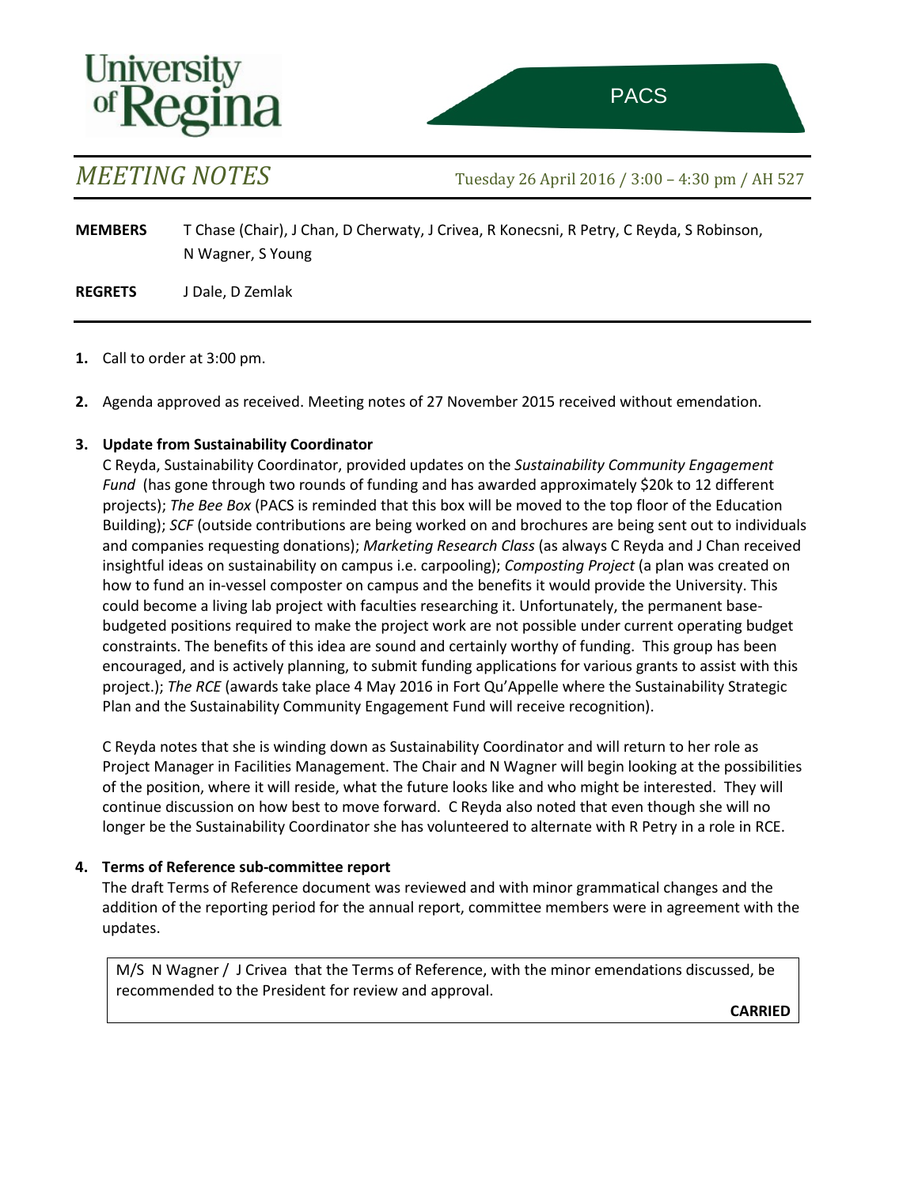University of Regina

PACS

# *MEETING NOTES*

Tuesday 26 April 2016 / 3:00 – 4:30 pm / AH 527

**MEMBERS** T Chase (Chair), J Chan, D Cherwaty, J Crivea, R Konecsni, R Petry, C Reyda, S Robinson, N Wagner, S Young

**REGRETS** J Dale, D Zemlak

1. Call to order at 3:00 pm.

2. Agenda approved as received. Meeting notes of 27 November 2015 received without emendation.

3. **Update from Sustainability Coordinator**

   C Reyda, Sustainability Coordinator, provided updates on the *Sustainability Community Engagement Fund* (has gone through two rounds of funding and has awarded approximately $20k to 12 different projects); *The Bee Box* (PACS is reminded that this box will be moved to the top floor of the Education Building); *SCF* (outside contributions are being worked on and brochures are being sent out to individuals and companies requesting donations); *Marketing Research Class* (as always C Reyda and J Chan received insightful ideas on sustainability on campus i.e. carpooling); *Composting Project* (a plan was created on how to fund an in-vessel composter on campus and the benefits it would provide the University. This could become a living lab project with faculties researching it. Unfortunately, the permanent base-budgeted positions required to make the project work are not possible under current operating budget constraints. The benefits of this idea are sound and certainly worthy of funding. This group has been encouraged, and is actively planning, to submit funding applications for various grants to assist with this project.); *The RCE* (awards take place 4 May 2016 in Fort Qu'Appelle where the Sustainability Strategic Plan and the Sustainability Community Engagement Fund will receive recognition).

   C Reyda notes that she is winding down as Sustainability Coordinator and will return to her role as Project Manager in Facilities Management. The Chair and N Wagner will begin looking at the possibilities of the position, where it will reside, what the future looks like and who might be interested. They will continue discussion on how best to move forward. C Reyda also noted that even though she will no longer be the Sustainability Coordinator she has volunteered to alternate with R Petry in a role in RCE.

4. **Terms of Reference sub-committee report**

   The draft Terms of Reference document was reviewed and with minor grammatical changes and the addition of the reporting period for the annual report, committee members were in agreement with the updates.

   M/S N Wagner / J Crivea that the Terms of Reference, with the minor emendations discussed, be recommended to the President for review and approval.

   **CARRIED**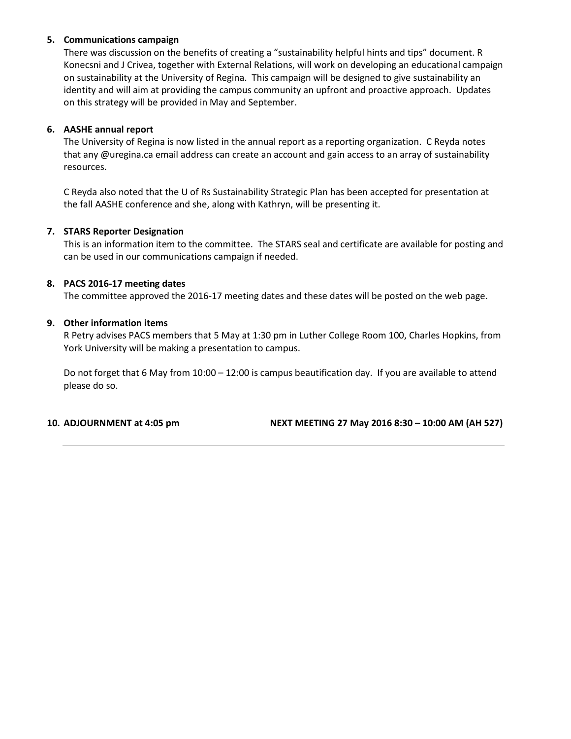5. **Communications campaign**

   There was discussion on the benefits of creating a "sustainability helpful hints and tips" document. R Konecsni and J Crivea, together with External Relations, will work on developing an educational campaign on sustainability at the University of Regina. This campaign will be designed to give sustainability an identity and will aim at providing the campus community an upfront and proactive approach. Updates on this strategy will be provided in May and September.

6. **AASHE annual report**

   The University of Regina is now listed in the annual report as a reporting organization. C Reyda notes that any @uregina.ca email address can create an account and gain access to an array of sustainability resources.

   C Reyda also noted that the U of Rs Sustainability Strategic Plan has been accepted for presentation at the fall AASHE conference and she, along with Kathryn, will be presenting it.

7. **STARS Reporter Designation**

   This is an information item to the committee. The STARS seal and certificate are available for posting and can be used in our communications campaign if needed.

8. **PACS 2016-17 meeting dates**

   The committee approved the 2016-17 meeting dates and these dates will be posted on the web page.

9. **Other information items**

   R Petry advises PACS members that 5 May at 1:30 pm in Luther College Room 100, Charles Hopkins, from York University will be making a presentation to campus.

   Do not forget that 6 May from 10:00 – 12:00 is campus beautification day. If you are available to attend please do so.

10. **ADJOURNMENT at 4:05 pm** **NEXT MEETING 27 May 2016 8:30 – 10:00 AM (AH 527)**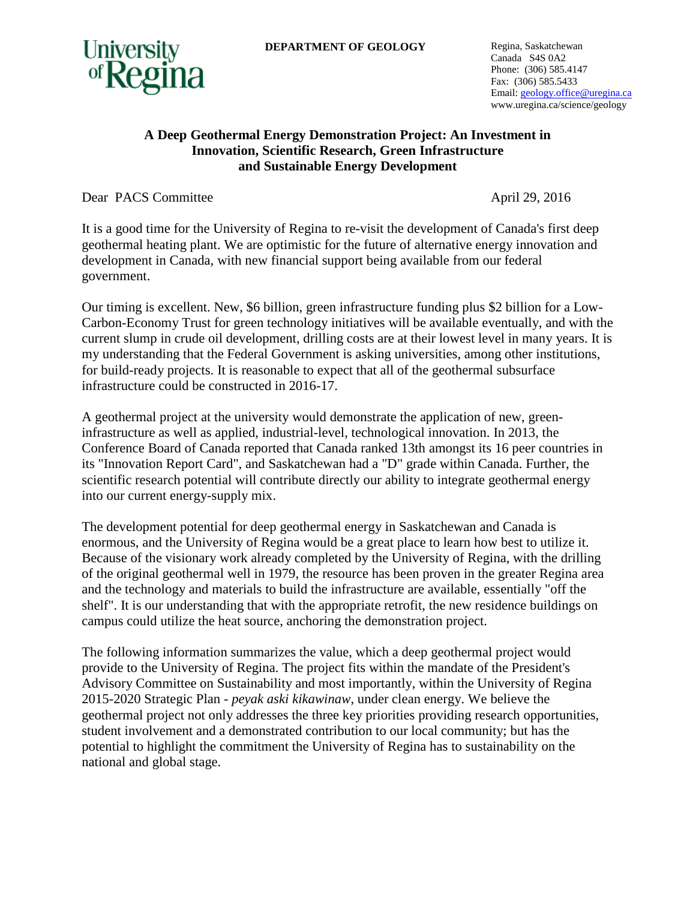University of Regina

**DEPARTMENT OF GEOLOGY**

Regina, Saskatchewan
Canada S4S 0A2
Phone: (306) 585.4147
Fax: (306) 585.5433
Email: geology.office@uregina.ca
www.uregina.ca/science/geology

## A Deep Geothermal Energy Demonstration Project: An Investment in Innovation, Scientific Research, Green Infrastructure and Sustainable Energy Development

Dear PACS Committee

April 29, 2016

It is a good time for the University of Regina to re-visit the development of Canada's first deep geothermal heating plant. We are optimistic for the future of alternative energy innovation and development in Canada, with new financial support being available from our federal government.

Our timing is excellent. New, $6 billion, green infrastructure funding plus $2 billion for a Low-Carbon-Economy Trust for green technology initiatives will be available eventually, and with the current slump in crude oil development, drilling costs are at their lowest level in many years. It is my understanding that the Federal Government is asking universities, among other institutions, for build-ready projects. It is reasonable to expect that all of the geothermal subsurface infrastructure could be constructed in 2016-17.

A geothermal project at the university would demonstrate the application of new, green-infrastructure as well as applied, industrial-level, technological innovation. In 2013, the Conference Board of Canada reported that Canada ranked 13th amongst its 16 peer countries in its "Innovation Report Card", and Saskatchewan had a "D" grade within Canada. Further, the scientific research potential will contribute directly our ability to integrate geothermal energy into our current energy-supply mix.

The development potential for deep geothermal energy in Saskatchewan and Canada is enormous, and the University of Regina would be a great place to learn how best to utilize it. Because of the visionary work already completed by the University of Regina, with the drilling of the original geothermal well in 1979, the resource has been proven in the greater Regina area and the technology and materials to build the infrastructure are available, essentially "off the shelf". It is our understanding that with the appropriate retrofit, the new residence buildings on campus could utilize the heat source, anchoring the demonstration project.

The following information summarizes the value, which a deep geothermal project would provide to the University of Regina. The project fits within the mandate of the President's Advisory Committee on Sustainability and most importantly, within the University of Regina 2015-2020 Strategic Plan - *peyak aski kikawinaw*, under clean energy. We believe the geothermal project not only addresses the three key priorities providing research opportunities, student involvement and a demonstrated contribution to our local community; but has the potential to highlight the commitment the University of Regina has to sustainability on the national and global stage.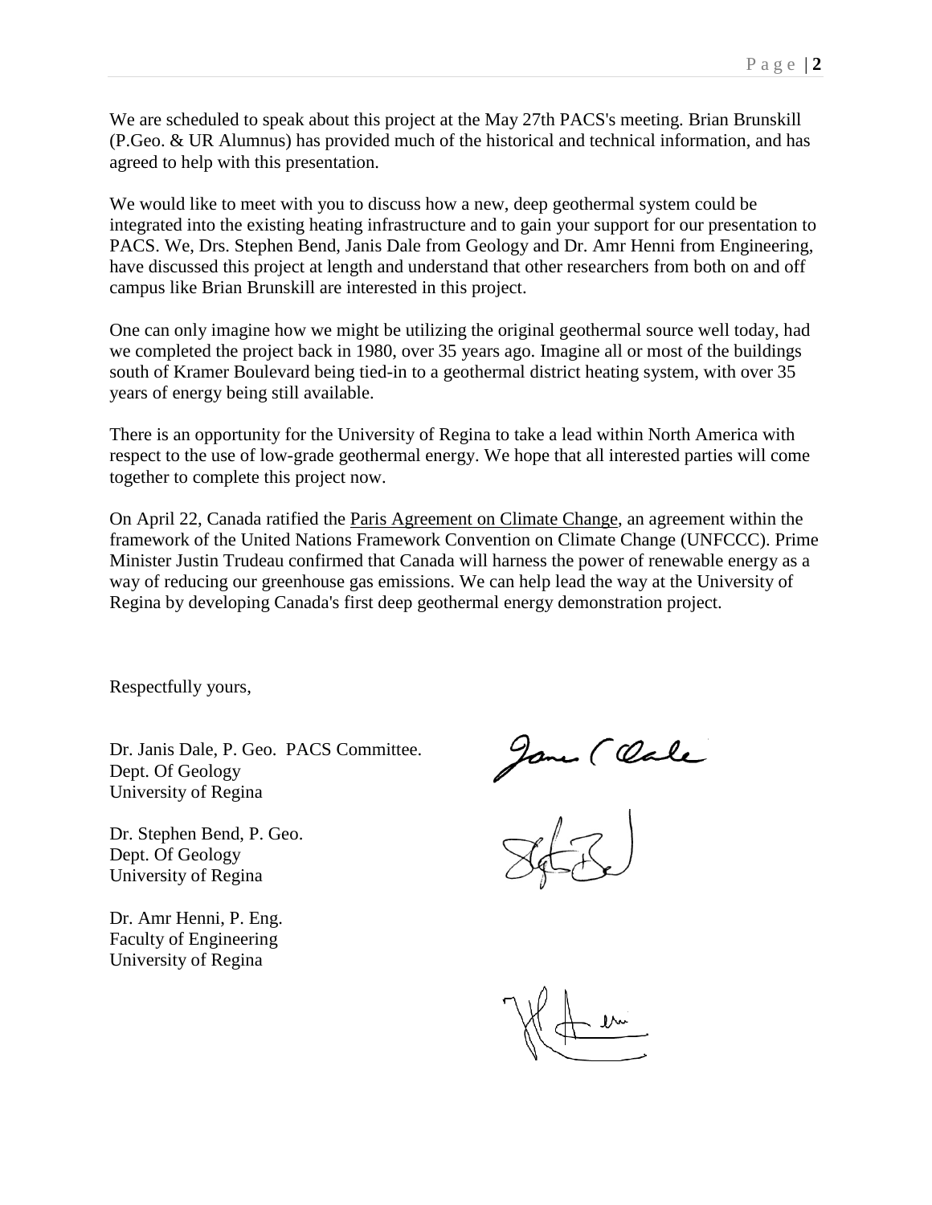We are scheduled to speak about this project at the May 27th PACS's meeting. Brian Brunskill (P.Geo. & UR Alumnus) has provided much of the historical and technical information, and has agreed to help with this presentation.

We would like to meet with you to discuss how a new, deep geothermal system could be integrated into the existing heating infrastructure and to gain your support for our presentation to PACS. We, Drs. Stephen Bend, Janis Dale from Geology and Dr. Amr Henni from Engineering, have discussed this project at length and understand that other researchers from both on and off campus like Brian Brunskill are interested in this project.

One can only imagine how we might be utilizing the original geothermal source well today, had we completed the project back in 1980, over 35 years ago. Imagine all or most of the buildings south of Kramer Boulevard being tied-in to a geothermal district heating system, with over 35 years of energy being still available.

There is an opportunity for the University of Regina to take a lead within North America with respect to the use of low-grade geothermal energy. We hope that all interested parties will come together to complete this project now.

On April 22, Canada ratified the Paris Agreement on Climate Change, an agreement within the framework of the United Nations Framework Convention on Climate Change (UNFCCC). Prime Minister Justin Trudeau confirmed that Canada will harness the power of renewable energy as a way of reducing our greenhouse gas emissions. We can help lead the way at the University of Regina by developing Canada's first deep geothermal energy demonstration project.

Respectfully yours,

Dr. Janis Dale, P. Geo. PACS Committee.
Dept. Of Geology
University of Regina

Dr. Stephen Bend, P. Geo.
Dept. Of Geology
University of Regina

Dr. Amr Henni, P. Eng.
Faculty of Engineering
University of Regina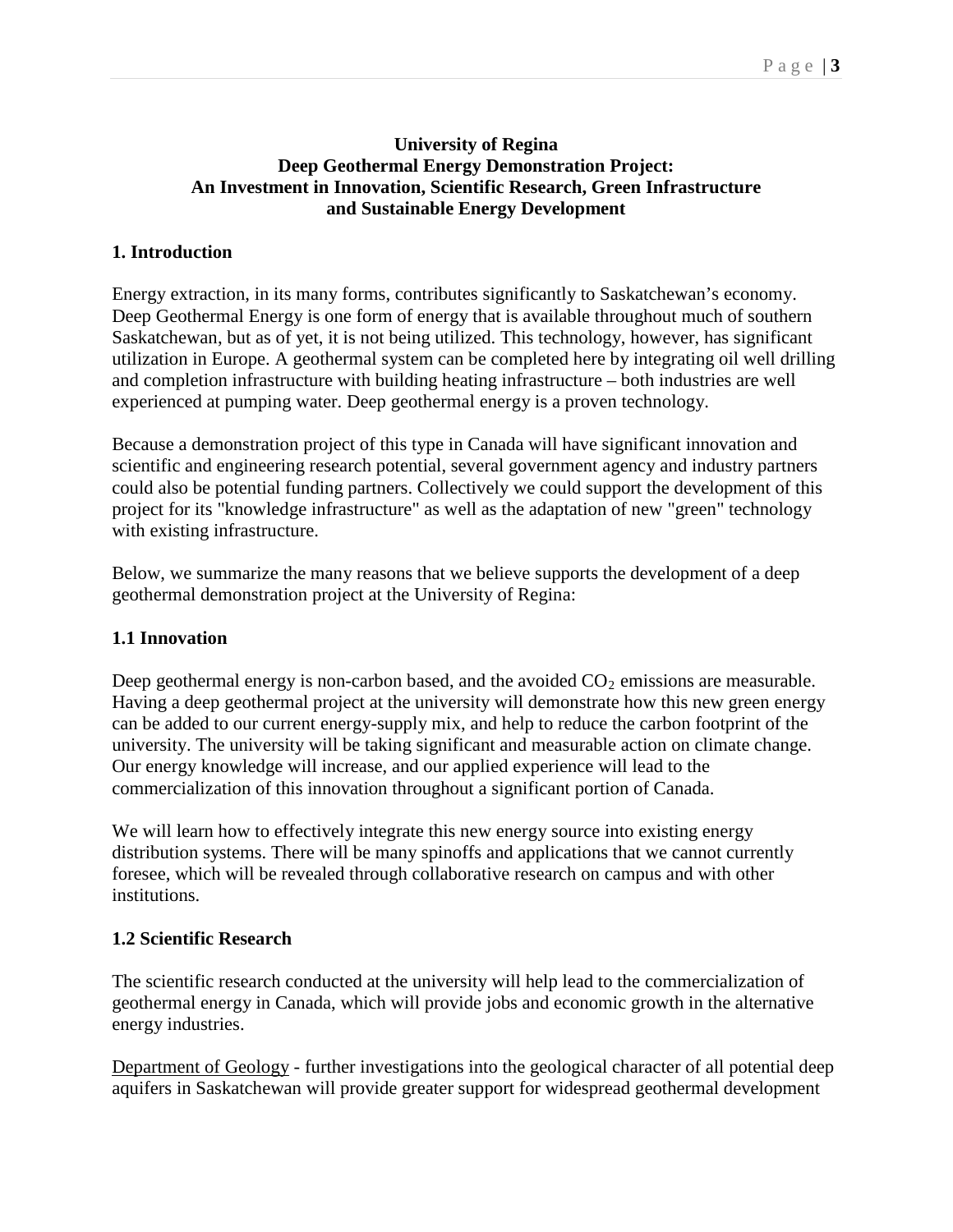**University of Regina**
**Deep Geothermal Energy Demonstration Project:**
**An Investment in Innovation, Scientific Research, Green Infrastructure and Sustainable Energy Development**

## 1. Introduction

Energy extraction, in its many forms, contributes significantly to Saskatchewan's economy. Deep Geothermal Energy is one form of energy that is available throughout much of southern Saskatchewan, but as of yet, it is not being utilized. This technology, however, has significant utilization in Europe. A geothermal system can be completed here by integrating oil well drilling and completion infrastructure with building heating infrastructure – both industries are well experienced at pumping water. Deep geothermal energy is a proven technology.

Because a demonstration project of this type in Canada will have significant innovation and scientific and engineering research potential, several government agency and industry partners could also be potential funding partners. Collectively we could support the development of this project for its "knowledge infrastructure" as well as the adaptation of new "green" technology with existing infrastructure.

Below, we summarize the many reasons that we believe supports the development of a deep geothermal demonstration project at the University of Regina:

### 1.1 Innovation

Deep geothermal energy is non-carbon based, and the avoided $CO_2$ emissions are measurable. Having a deep geothermal project at the university will demonstrate how this new green energy can be added to our current energy-supply mix, and help to reduce the carbon footprint of the university. The university will be taking significant and measurable action on climate change. Our energy knowledge will increase, and our applied experience will lead to the commercialization of this innovation throughout a significant portion of Canada.

We will learn how to effectively integrate this new energy source into existing energy distribution systems. There will be many spinoffs and applications that we cannot currently foresee, which will be revealed through collaborative research on campus and with other institutions.

### 1.2 Scientific Research

The scientific research conducted at the university will help lead to the commercialization of geothermal energy in Canada, which will provide jobs and economic growth in the alternative energy industries.

Department of Geology - further investigations into the geological character of all potential deep aquifers in Saskatchewan will provide greater support for widespread geothermal development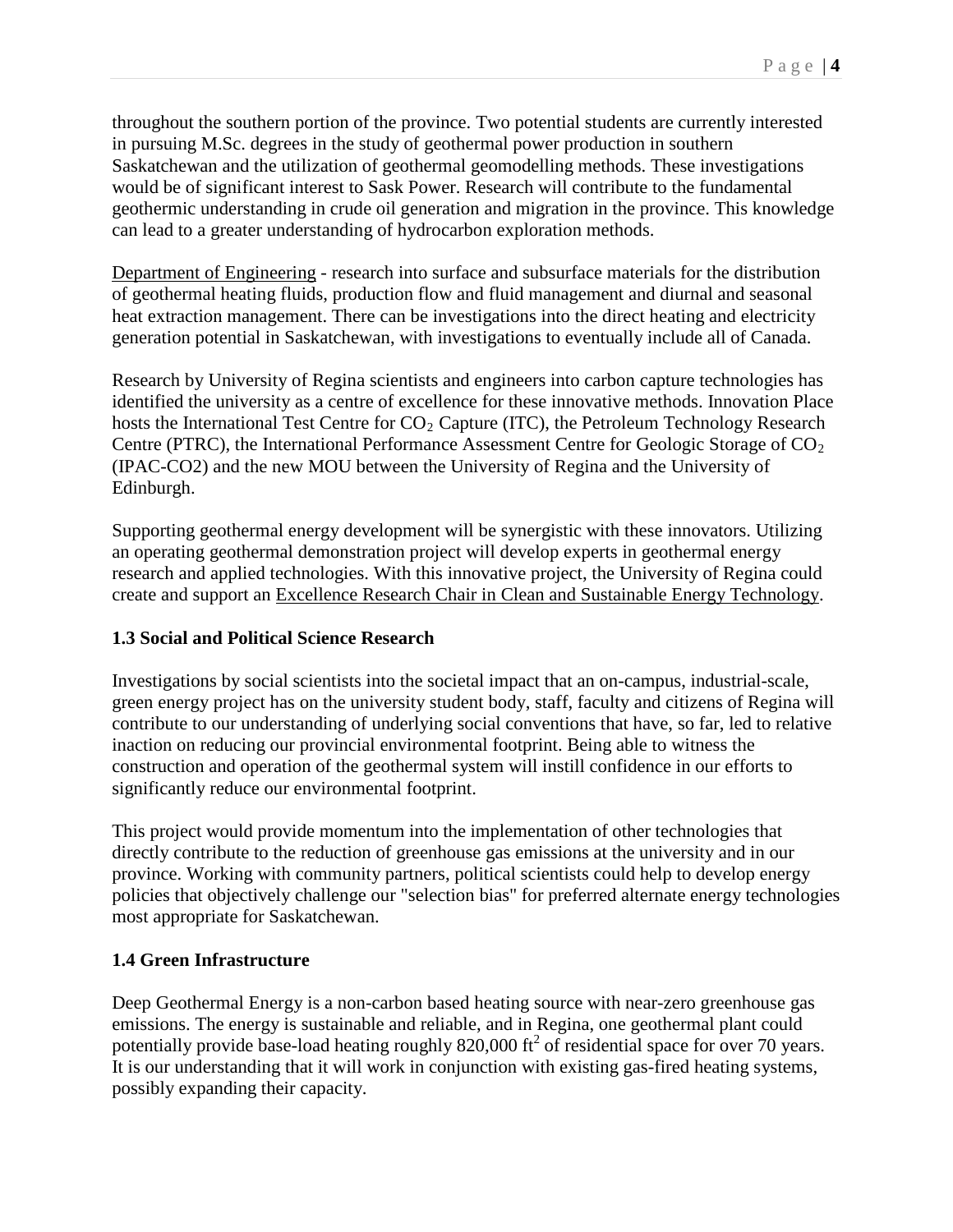throughout the southern portion of the province. Two potential students are currently interested in pursuing M.Sc. degrees in the study of geothermal power production in southern Saskatchewan and the utilization of geothermal geomodelling methods. These investigations would be of significant interest to Sask Power. Research will contribute to the fundamental geothermic understanding in crude oil generation and migration in the province. This knowledge can lead to a greater understanding of hydrocarbon exploration methods.

Department of Engineering - research into surface and subsurface materials for the distribution of geothermal heating fluids, production flow and fluid management and diurnal and seasonal heat extraction management. There can be investigations into the direct heating and electricity generation potential in Saskatchewan, with investigations to eventually include all of Canada.

Research by University of Regina scientists and engineers into carbon capture technologies has identified the university as a centre of excellence for these innovative methods. Innovation Place hosts the International Test Centre for $CO_2$ Capture (ITC), the Petroleum Technology Research Centre (PTRC), the International Performance Assessment Centre for Geologic Storage of $CO_2$ (IPAC-CO2) and the new MOU between the University of Regina and the University of Edinburgh.

Supporting geothermal energy development will be synergistic with these innovators. Utilizing an operating geothermal demonstration project will develop experts in geothermal energy research and applied technologies. With this innovative project, the University of Regina could create and support an Excellence Research Chair in Clean and Sustainable Energy Technology.

### 1.3 Social and Political Science Research

Investigations by social scientists into the societal impact that an on-campus, industrial-scale, green energy project has on the university student body, staff, faculty and citizens of Regina will contribute to our understanding of underlying social conventions that have, so far, led to relative inaction on reducing our provincial environmental footprint. Being able to witness the construction and operation of the geothermal system will instill confidence in our efforts to significantly reduce our environmental footprint.

This project would provide momentum into the implementation of other technologies that directly contribute to the reduction of greenhouse gas emissions at the university and in our province. Working with community partners, political scientists could help to develop energy policies that objectively challenge our "selection bias" for preferred alternate energy technologies most appropriate for Saskatchewan.

### 1.4 Green Infrastructure

Deep Geothermal Energy is a non-carbon based heating source with near-zero greenhouse gas emissions. The energy is sustainable and reliable, and in Regina, one geothermal plant could potentially provide base-load heating roughly 820,000 $ft^2$ of residential space for over 70 years. It is our understanding that it will work in conjunction with existing gas-fired heating systems, possibly expanding their capacity.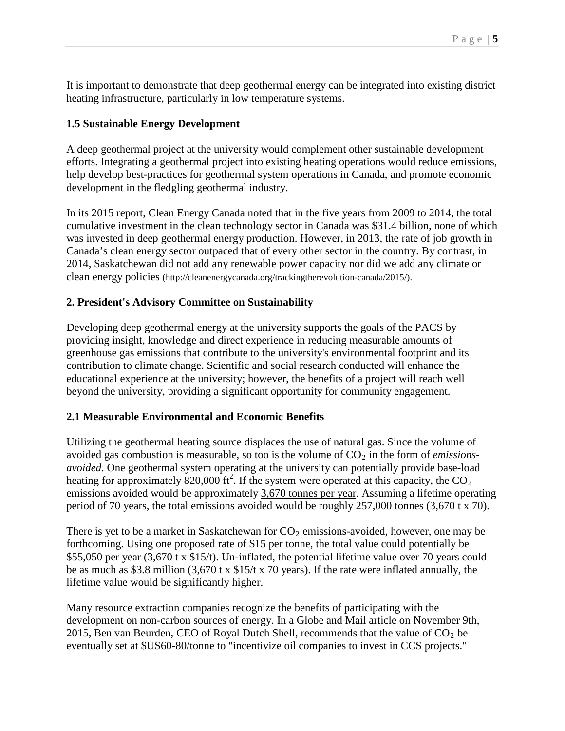It is important to demonstrate that deep geothermal energy can be integrated into existing district heating infrastructure, particularly in low temperature systems.

### 1.5 Sustainable Energy Development

A deep geothermal project at the university would complement other sustainable development efforts. Integrating a geothermal project into existing heating operations would reduce emissions, help develop best-practices for geothermal system operations in Canada, and promote economic development in the fledgling geothermal industry.

In its 2015 report, Clean Energy Canada noted that in the five years from 2009 to 2014, the total cumulative investment in the clean technology sector in Canada was $31.4 billion, none of which was invested in deep geothermal energy production. However, in 2013, the rate of job growth in Canada's clean energy sector outpaced that of every other sector in the country. By contrast, in 2014, Saskatchewan did not add any renewable power capacity nor did we add any climate or clean energy policies (http://cleanenergycanada.org/trackingtherevolution-canada/2015/).

## 2. President's Advisory Committee on Sustainability

Developing deep geothermal energy at the university supports the goals of the PACS by providing insight, knowledge and direct experience in reducing measurable amounts of greenhouse gas emissions that contribute to the university's environmental footprint and its contribution to climate change. Scientific and social research conducted will enhance the educational experience at the university; however, the benefits of a project will reach well beyond the university, providing a significant opportunity for community engagement.

### 2.1 Measurable Environmental and Economic Benefits

Utilizing the geothermal heating source displaces the use of natural gas. Since the volume of avoided gas combustion is measurable, so too is the volume of $CO_2$ in the form of *emissions-avoided*. One geothermal system operating at the university can potentially provide base-load heating for approximately 820,000 $ft^2$. If the system were operated at this capacity, the $CO_2$ emissions avoided would be approximately 3,670 tonnes per year. Assuming a lifetime operating period of 70 years, the total emissions avoided would be roughly 257,000 tonnes (3,670 t x 70).

There is yet to be a market in Saskatchewan for $CO_2$ emissions-avoided, however, one may be forthcoming. Using one proposed rate of $15 per tonne, the total value could potentially be $55,050 per year (3,670 t x $15/t). Un-inflated, the potential lifetime value over 70 years could be as much as $3.8 million (3,670 t x $15/t x 70 years). If the rate were inflated annually, the lifetime value would be significantly higher.

Many resource extraction companies recognize the benefits of participating with the development on non-carbon sources of energy. In a Globe and Mail article on November 9th, 2015, Ben van Beurden, CEO of Royal Dutch Shell, recommends that the value of $CO_2$ be eventually set at $US60-80/tonne to "incentivize oil companies to invest in CCS projects."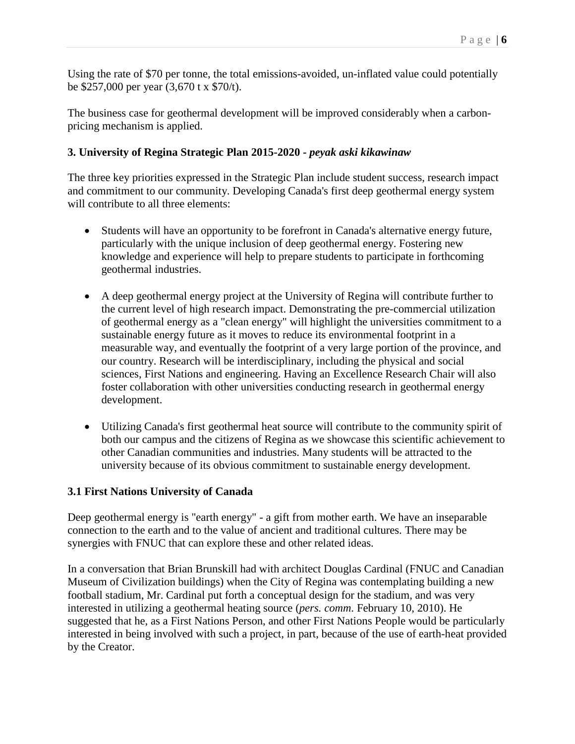Using the rate of $70 per tonne, the total emissions-avoided, un-inflated value could potentially be $257,000 per year (3,670 t x $70/t).

The business case for geothermal development will be improved considerably when a carbon-pricing mechanism is applied.

### 3. University of Regina Strategic Plan 2015-2020 - *peyak aski kikawinaw*

The three key priorities expressed in the Strategic Plan include student success, research impact and commitment to our community. Developing Canada's first deep geothermal energy system will contribute to all three elements:

- Students will have an opportunity to be forefront in Canada's alternative energy future, particularly with the unique inclusion of deep geothermal energy. Fostering new knowledge and experience will help to prepare students to participate in forthcoming geothermal industries.

- A deep geothermal energy project at the University of Regina will contribute further to the current level of high research impact. Demonstrating the pre-commercial utilization of geothermal energy as a "clean energy" will highlight the universities commitment to a sustainable energy future as it moves to reduce its environmental footprint in a measurable way, and eventually the footprint of a very large portion of the province, and our country. Research will be interdisciplinary, including the physical and social sciences, First Nations and engineering. Having an Excellence Research Chair will also foster collaboration with other universities conducting research in geothermal energy development.

- Utilizing Canada's first geothermal heat source will contribute to the community spirit of both our campus and the citizens of Regina as we showcase this scientific achievement to other Canadian communities and industries. Many students will be attracted to the university because of its obvious commitment to sustainable energy development.

### 3.1 First Nations University of Canada

Deep geothermal energy is "earth energy" - a gift from mother earth. We have an inseparable connection to the earth and to the value of ancient and traditional cultures. There may be synergies with FNUC that can explore these and other related ideas.

In a conversation that Brian Brunskill had with architect Douglas Cardinal (FNUC and Canadian Museum of Civilization buildings) when the City of Regina was contemplating building a new football stadium, Mr. Cardinal put forth a conceptual design for the stadium, and was very interested in utilizing a geothermal heating source (*pers. comm*. February 10, 2010). He suggested that he, as a First Nations Person, and other First Nations People would be particularly interested in being involved with such a project, in part, because of the use of earth-heat provided by the Creator.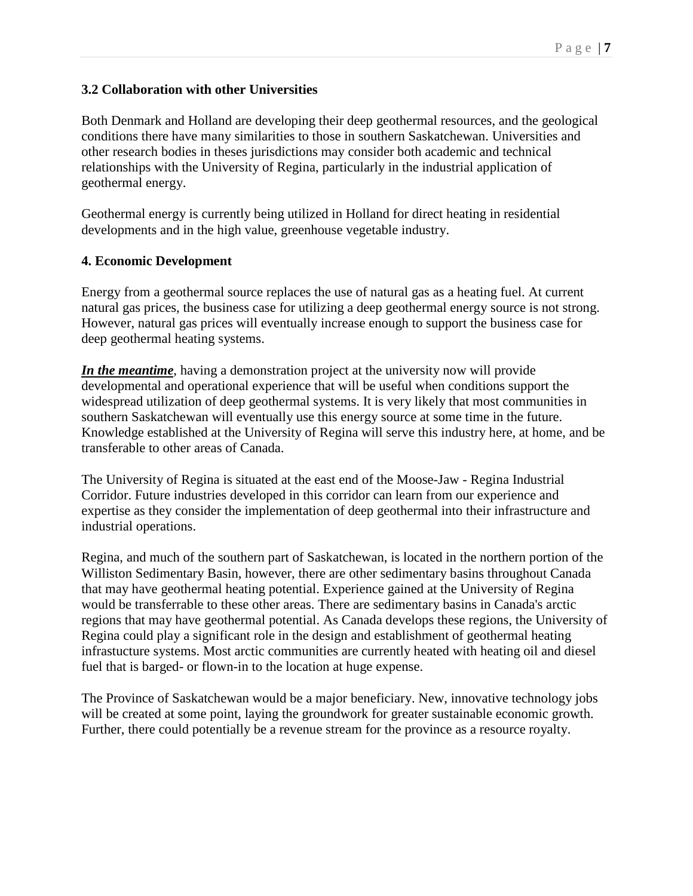## 3.2 Collaboration with other Universities

Both Denmark and Holland are developing their deep geothermal resources, and the geological conditions there have many similarities to those in southern Saskatchewan. Universities and other research bodies in theses jurisdictions may consider both academic and technical relationships with the University of Regina, particularly in the industrial application of geothermal energy.

Geothermal energy is currently being utilized in Holland for direct heating in residential developments and in the high value, greenhouse vegetable industry.

## 4. Economic Development

Energy from a geothermal source replaces the use of natural gas as a heating fuel. At current natural gas prices, the business case for utilizing a deep geothermal energy source is not strong. However, natural gas prices will eventually increase enough to support the business case for deep geothermal heating systems.

***<u>In the meantime</u>***, having a demonstration project at the university now will provide developmental and operational experience that will be useful when conditions support the widespread utilization of deep geothermal systems. It is very likely that most communities in southern Saskatchewan will eventually use this energy source at some time in the future. Knowledge established at the University of Regina will serve this industry here, at home, and be transferable to other areas of Canada.

The University of Regina is situated at the east end of the Moose-Jaw - Regina Industrial Corridor. Future industries developed in this corridor can learn from our experience and expertise as they consider the implementation of deep geothermal into their infrastructure and industrial operations.

Regina, and much of the southern part of Saskatchewan, is located in the northern portion of the Williston Sedimentary Basin, however, there are other sedimentary basins throughout Canada that may have geothermal heating potential. Experience gained at the University of Regina would be transferrable to these other areas. There are sedimentary basins in Canada's arctic regions that may have geothermal potential. As Canada develops these regions, the University of Regina could play a significant role in the design and establishment of geothermal heating infrastucture systems. Most arctic communities are currently heated with heating oil and diesel fuel that is barged- or flown-in to the location at huge expense.

The Province of Saskatchewan would be a major beneficiary. New, innovative technology jobs will be created at some point, laying the groundwork for greater sustainable economic growth. Further, there could potentially be a revenue stream for the province as a resource royalty.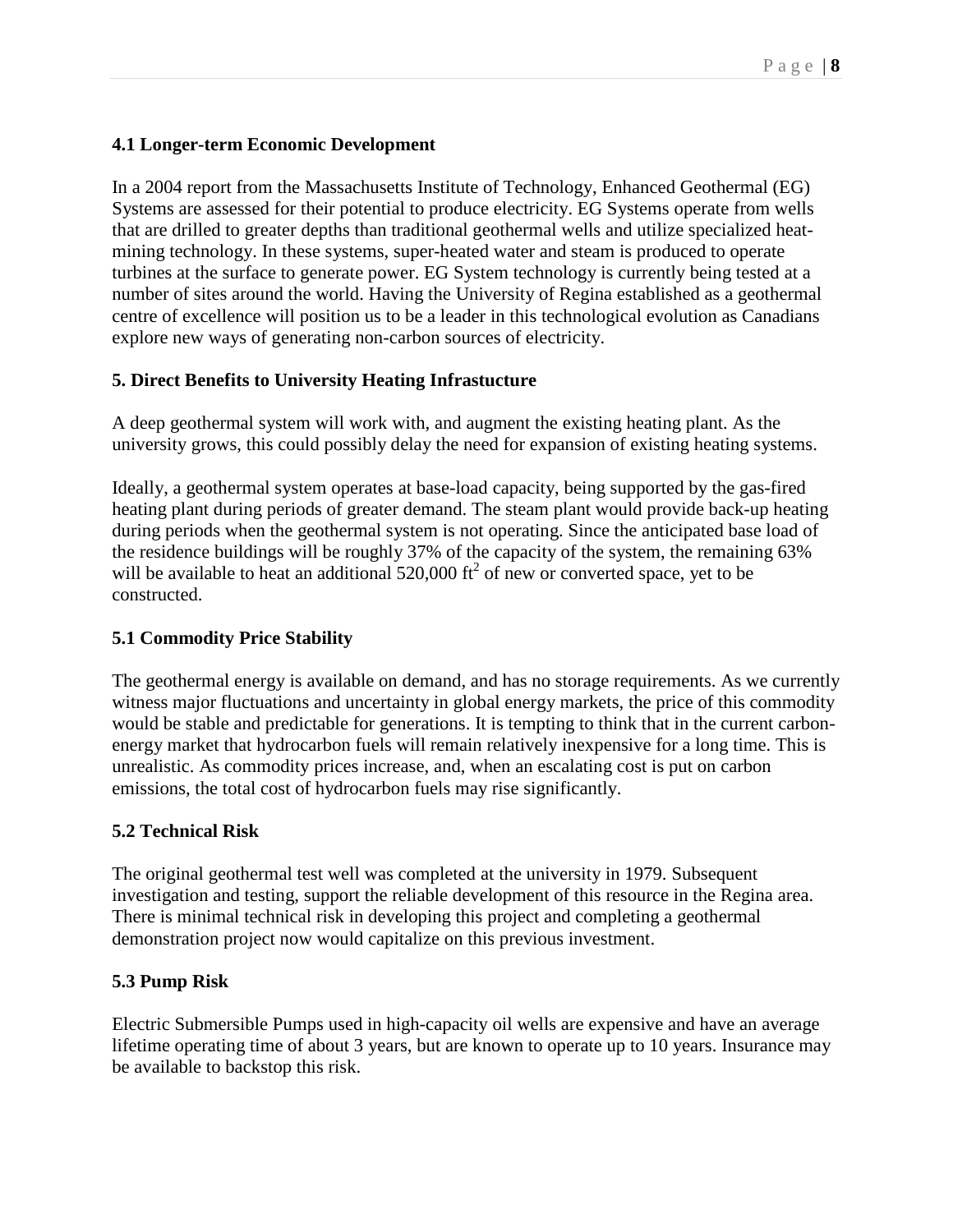### 4.1 Longer-term Economic Development

In a 2004 report from the Massachusetts Institute of Technology, Enhanced Geothermal (EG) Systems are assessed for their potential to produce electricity. EG Systems operate from wells that are drilled to greater depths than traditional geothermal wells and utilize specialized heat-mining technology. In these systems, super-heated water and steam is produced to operate turbines at the surface to generate power. EG System technology is currently being tested at a number of sites around the world. Having the University of Regina established as a geothermal centre of excellence will position us to be a leader in this technological evolution as Canadians explore new ways of generating non-carbon sources of electricity.

## 5. Direct Benefits to University Heating Infrastucture

A deep geothermal system will work with, and augment the existing heating plant. As the university grows, this could possibly delay the need for expansion of existing heating systems.

Ideally, a geothermal system operates at base-load capacity, being supported by the gas-fired heating plant during periods of greater demand. The steam plant would provide back-up heating during periods when the geothermal system is not operating. Since the anticipated base load of the residence buildings will be roughly 37% of the capacity of the system, the remaining 63% will be available to heat an additional 520,000 $ft^2$ of new or converted space, yet to be constructed.

### 5.1 Commodity Price Stability

The geothermal energy is available on demand, and has no storage requirements. As we currently witness major fluctuations and uncertainty in global energy markets, the price of this commodity would be stable and predictable for generations. It is tempting to think that in the current carbon-energy market that hydrocarbon fuels will remain relatively inexpensive for a long time. This is unrealistic. As commodity prices increase, and, when an escalating cost is put on carbon emissions, the total cost of hydrocarbon fuels may rise significantly.

### 5.2 Technical Risk

The original geothermal test well was completed at the university in 1979. Subsequent investigation and testing, support the reliable development of this resource in the Regina area. There is minimal technical risk in developing this project and completing a geothermal demonstration project now would capitalize on this previous investment.

### 5.3 Pump Risk

Electric Submersible Pumps used in high-capacity oil wells are expensive and have an average lifetime operating time of about 3 years, but are known to operate up to 10 years. Insurance may be available to backstop this risk.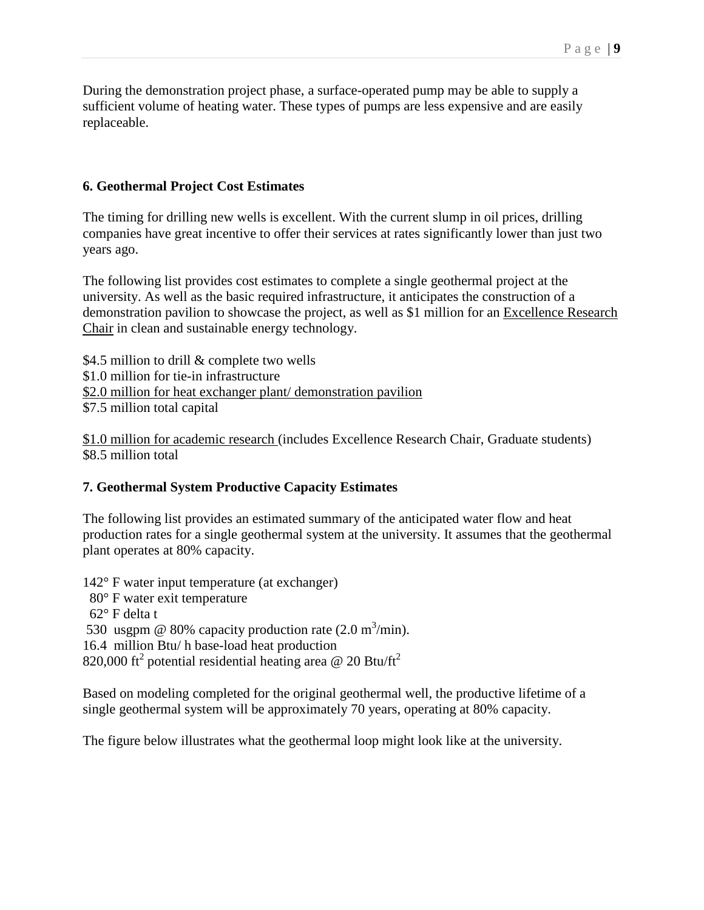During the demonstration project phase, a surface-operated pump may be able to supply a sufficient volume of heating water. These types of pumps are less expensive and are easily replaceable.

## 6. Geothermal Project Cost Estimates

The timing for drilling new wells is excellent. With the current slump in oil prices, drilling companies have great incentive to offer their services at rates significantly lower than just two years ago.

The following list provides cost estimates to complete a single geothermal project at the university. As well as the basic required infrastructure, it anticipates the construction of a demonstration pavilion to showcase the project, as well as $1 million for an Excellence Research Chair in clean and sustainable energy technology.

$4.5 million to drill & complete two wells
$1.0 million for tie-in infrastructure
$2.0 million for heat exchanger plant/ demonstration pavilion
$7.5 million total capital

$1.0 million for academic research (includes Excellence Research Chair, Graduate students)
$8.5 million total

## 7. Geothermal System Productive Capacity Estimates

The following list provides an estimated summary of the anticipated water flow and heat production rates for a single geothermal system at the university. It assumes that the geothermal plant operates at 80% capacity.

142° F water input temperature (at exchanger)
80° F water exit temperature
62° F delta t
530 usgpm @ 80% capacity production rate (2.0 $m^3$/min).
16.4 million Btu/ h base-load heat production
820,000 $ft^2$ potential residential heating area @ 20 Btu/$ft^2$

Based on modeling completed for the original geothermal well, the productive lifetime of a single geothermal system will be approximately 70 years, operating at 80% capacity.

The figure below illustrates what the geothermal loop might look like at the university.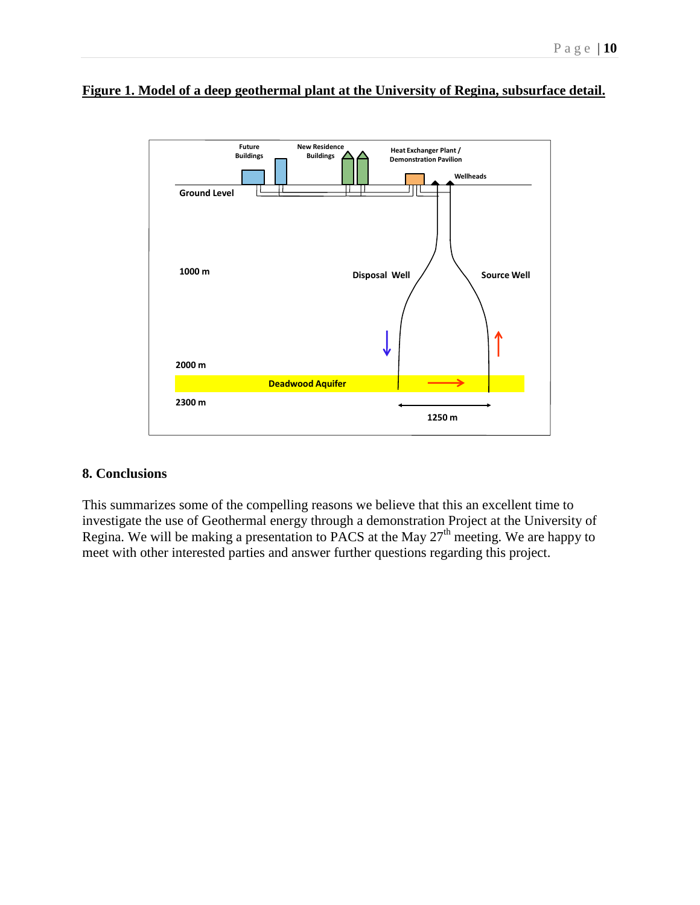**Figure 1. Model of a deep geothermal plant at the University of Regina, subsurface detail.**

Future Buildings

New Residence Buildings

Heat Exchanger Plant / Demonstration Pavilion

Wellheads

Ground Level

1000 m

Disposal Well

Source Well

2000 m

Deadwood Aquifer

2300 m

1250 m

## 8. Conclusions

This summarizes some of the compelling reasons we believe that this an excellent time to investigate the use of Geothermal energy through a demonstration Project at the University of Regina. We will be making a presentation to PACS at the May 27th meeting. We are happy to meet with other interested parties and answer further questions regarding this project.